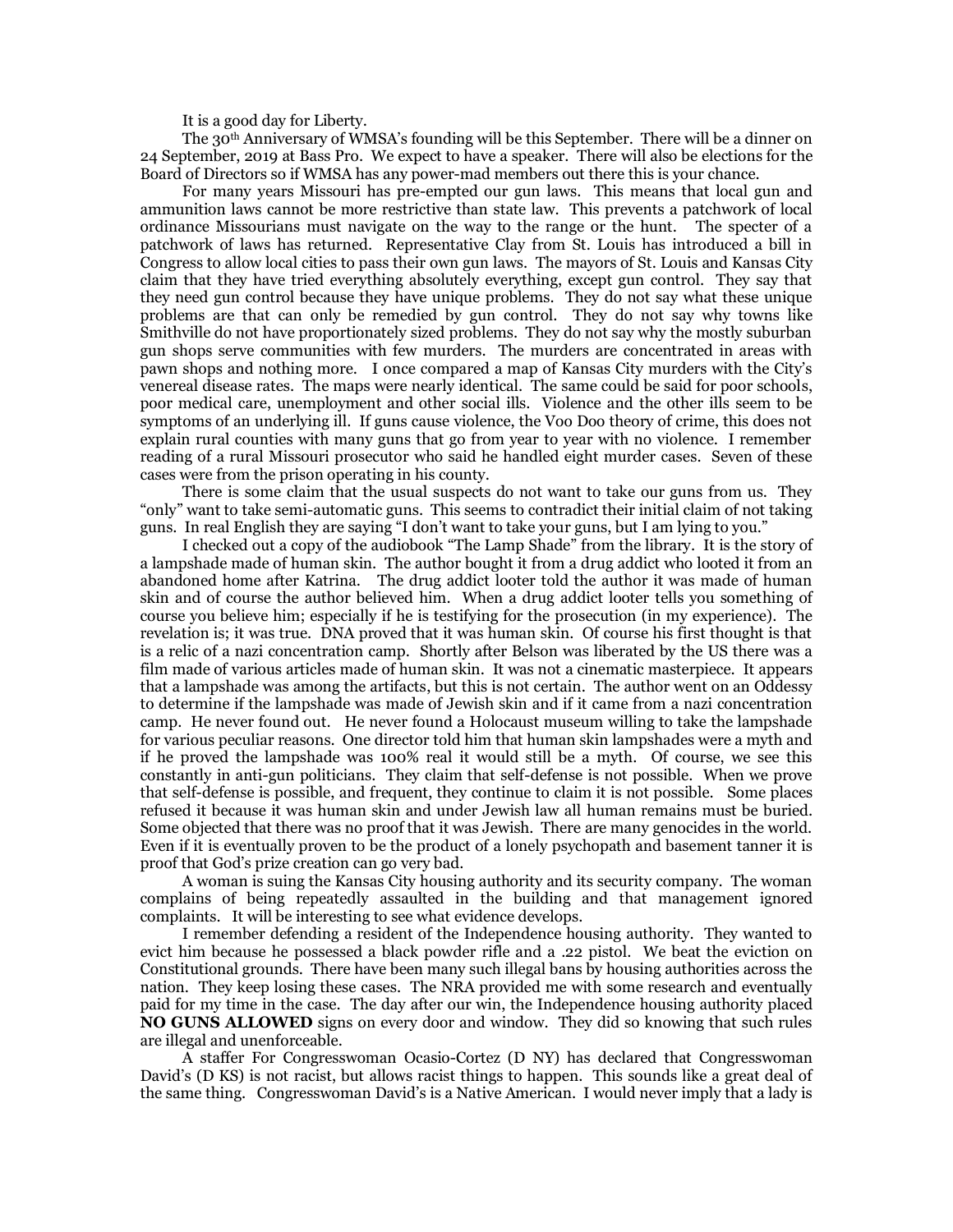It is a good day for Liberty.

The 30th Anniversary of WMSA's founding will be this September. There will be a dinner on 24 September, 2019 at Bass Pro. We expect to have a speaker. There will also be elections for the Board of Directors so if WMSA has any power-mad members out there this is your chance.

For many years Missouri has pre-empted our gun laws. This means that local gun and ammunition laws cannot be more restrictive than state law. This prevents a patchwork of local ordinance Missourians must navigate on the way to the range or the hunt. The specter of a patchwork of laws has returned. Representative Clay from St. Louis has introduced a bill in Congress to allow local cities to pass their own gun laws. The mayors of St. Louis and Kansas City claim that they have tried everything absolutely everything, except gun control. They say that they need gun control because they have unique problems. They do not say what these unique problems are that can only be remedied by gun control. They do not say why towns like Smithville do not have proportionately sized problems. They do not say why the mostly suburban gun shops serve communities with few murders. The murders are concentrated in areas with pawn shops and nothing more. I once compared a map of Kansas City murders with the City's venereal disease rates. The maps were nearly identical. The same could be said for poor schools, poor medical care, unemployment and other social ills. Violence and the other ills seem to be symptoms of an underlying ill. If guns cause violence, the Voo Doo theory of crime, this does not explain rural counties with many guns that go from year to year with no violence. I remember reading of a rural Missouri prosecutor who said he handled eight murder cases. Seven of these cases were from the prison operating in his county.

There is some claim that the usual suspects do not want to take our guns from us. They "only" want to take semi-automatic guns. This seems to contradict their initial claim of not taking guns. In real English they are saying "I don't want to take your guns, but I am lying to you."

I checked out a copy of the audiobook "The Lamp Shade" from the library. It is the story of a lampshade made of human skin. The author bought it from a drug addict who looted it from an abandoned home after Katrina. The drug addict looter told the author it was made of human skin and of course the author believed him. When a drug addict looter tells you something of course you believe him; especially if he is testifying for the prosecution (in my experience). The revelation is; it was true. DNA proved that it was human skin. Of course his first thought is that is a relic of a nazi concentration camp. Shortly after Belson was liberated by the US there was a film made of various articles made of human skin. It was not a cinematic masterpiece. It appears that a lampshade was among the artifacts, but this is not certain. The author went on an Oddessy to determine if the lampshade was made of Jewish skin and if it came from a nazi concentration camp. He never found out. He never found a Holocaust museum willing to take the lampshade for various peculiar reasons. One director told him that human skin lampshades were a myth and if he proved the lampshade was 100% real it would still be a myth. Of course, we see this constantly in anti-gun politicians. They claim that self-defense is not possible. When we prove that self-defense is possible, and frequent, they continue to claim it is not possible. Some places refused it because it was human skin and under Jewish law all human remains must be buried. Some objected that there was no proof that it was Jewish. There are many genocides in the world. Even if it is eventually proven to be the product of a lonely psychopath and basement tanner it is proof that God's prize creation can go very bad.

A woman is suing the Kansas City housing authority and its security company. The woman complains of being repeatedly assaulted in the building and that management ignored complaints. It will be interesting to see what evidence develops.

I remember defending a resident of the Independence housing authority. They wanted to evict him because he possessed a black powder rifle and a .22 pistol. We beat the eviction on Constitutional grounds. There have been many such illegal bans by housing authorities across the nation. They keep losing these cases. The NRA provided me with some research and eventually paid for my time in the case. The day after our win, the Independence housing authority placed **NO GUNS ALLOWED** signs on every door and window. They did so knowing that such rules are illegal and unenforceable.

A staffer For Congresswoman Ocasio-Cortez (D NY) has declared that Congresswoman David's (D KS) is not racist, but allows racist things to happen. This sounds like a great deal of the same thing. Congresswoman David's is a Native American. I would never imply that a lady is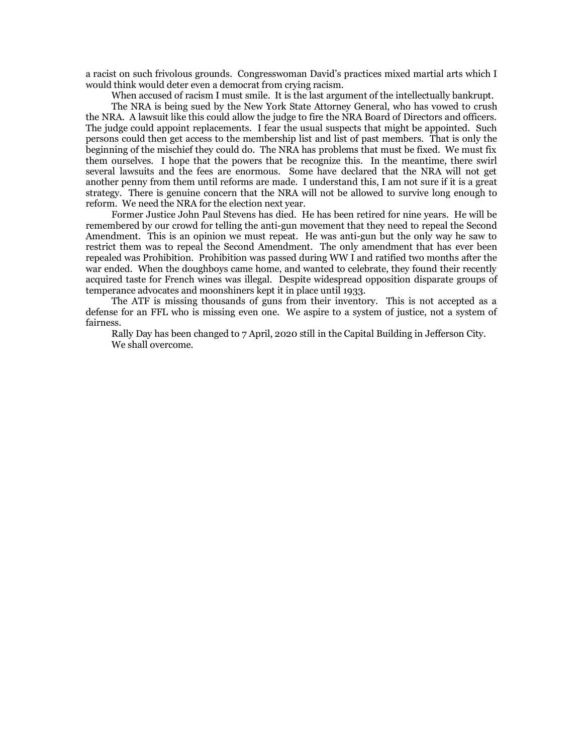a racist on such frivolous grounds. Congresswoman David's practices mixed martial arts which I would think would deter even a democrat from crying racism.

When accused of racism I must smile. It is the last argument of the intellectually bankrupt.

The NRA is being sued by the New York State Attorney General, who has vowed to crush the NRA. A lawsuit like this could allow the judge to fire the NRA Board of Directors and officers. The judge could appoint replacements. I fear the usual suspects that might be appointed. Such persons could then get access to the membership list and list of past members. That is only the beginning of the mischief they could do. The NRA has problems that must be fixed. We must fix them ourselves. I hope that the powers that be recognize this. In the meantime, there swirl several lawsuits and the fees are enormous. Some have declared that the NRA will not get another penny from them until reforms are made. I understand this, I am not sure if it is a great strategy. There is genuine concern that the NRA will not be allowed to survive long enough to reform. We need the NRA for the election next year.

Former Justice John Paul Stevens has died. He has been retired for nine years. He will be remembered by our crowd for telling the anti-gun movement that they need to repeal the Second Amendment. This is an opinion we must repeat. He was anti-gun but the only way he saw to restrict them was to repeal the Second Amendment. The only amendment that has ever been repealed was Prohibition. Prohibition was passed during WW I and ratified two months after the war ended. When the doughboys came home, and wanted to celebrate, they found their recently acquired taste for French wines was illegal. Despite widespread opposition disparate groups of temperance advocates and moonshiners kept it in place until 1933.

The ATF is missing thousands of guns from their inventory. This is not accepted as a defense for an FFL who is missing even one. We aspire to a system of justice, not a system of fairness.

Rally Day has been changed to 7 April, 2020 still in the Capital Building in Jefferson City.

We shall overcome.